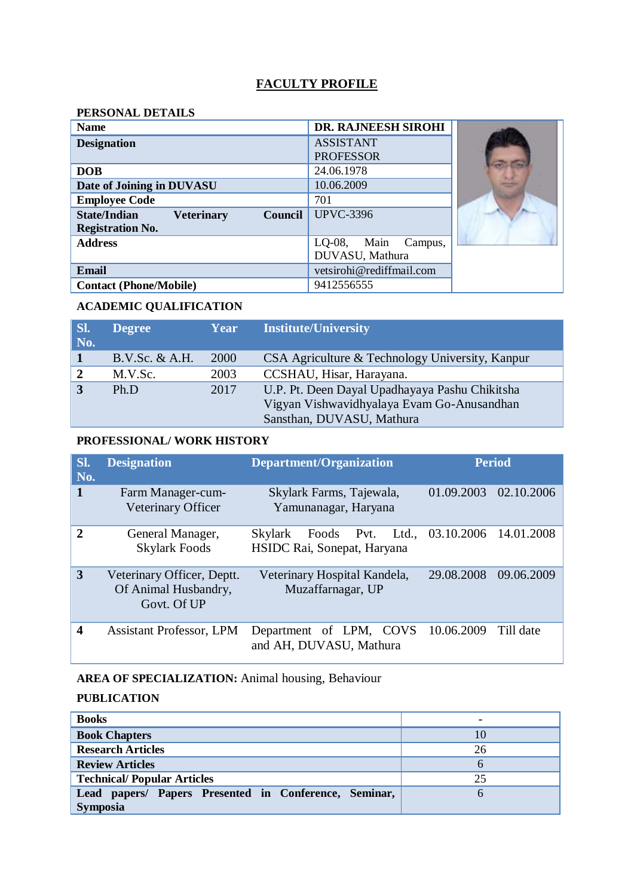# FACULTY PROFILE

## PERSONAL DETAILS

| | |
|---|---|
| **Name** | **DR. RAJNEESH SIROHI** |
| **Designation** | ASSISTANT PROFESSOR |
| **DOB** | 24.06.1978 |
| **Date of Joining in DUVASU** | 10.06.2009 |
| **Employee Code** | 701 |
| **State/Indian Veterinary Council Registration No.** | UPVC-3396 |
| **Address** | LQ-08, Main Campus, DUVASU, Mathura |
| **Email** | vetsirohi@rediffmail.com |
| **Contact (Phone/Mobile)** | 9412556555 |

## ACADEMIC QUALIFICATION

| Sl. No. | Degree | Year | Institute/University |
|---|---|---|---|
| **1** | B.V.Sc. & A.H. | 2000 | CSA Agriculture & Technology University, Kanpur |
| **2** | M.V.Sc. | 2003 | CCSHAU, Hisar, Harayana. |
| **3** | Ph.D | 2017 | U.P. Pt. Deen Dayal Upadhayaya Pashu Chikitsha Vigyan Vishwavidhyalaya Evam Go-Anusandhan Sansthan, DUVASU, Mathura |

## PROFESSIONAL/ WORK HISTORY

| Sl. No. | Designation | Department/Organization | Period | |
|---|---|---|---|---|
| **1** | Farm Manager-cum-Veterinary Officer | Skylark Farms, Tajewala, Yamunanagar, Haryana | 01.09.2003 | 02.10.2006 |
| **2** | General Manager, Skylark Foods | Skylark Foods Pvt. Ltd., HSIDC Rai, Sonepat, Haryana | 03.10.2006 | 14.01.2008 |
| **3** | Veterinary Officer, Deptt. Of Animal Husbandry, Govt. Of UP | Veterinary Hospital Kandela, Muzaffarnagar, UP | 29.08.2008 | 09.06.2009 |
| **4** | Assistant Professor, LPM | Department of LPM, COVS and AH, DUVASU, Mathura | 10.06.2009 | Till date |

**AREA OF SPECIALIZATION:** Animal housing, Behaviour

## PUBLICATION

| | |
|---|---|
| **Books** | - |
| **Book Chapters** | 10 |
| **Research Articles** | 26 |
| **Review Articles** | 6 |
| **Technical/ Popular Articles** | 25 |
| **Lead papers/ Papers Presented in Conference, Seminar, Symposia** | 6 |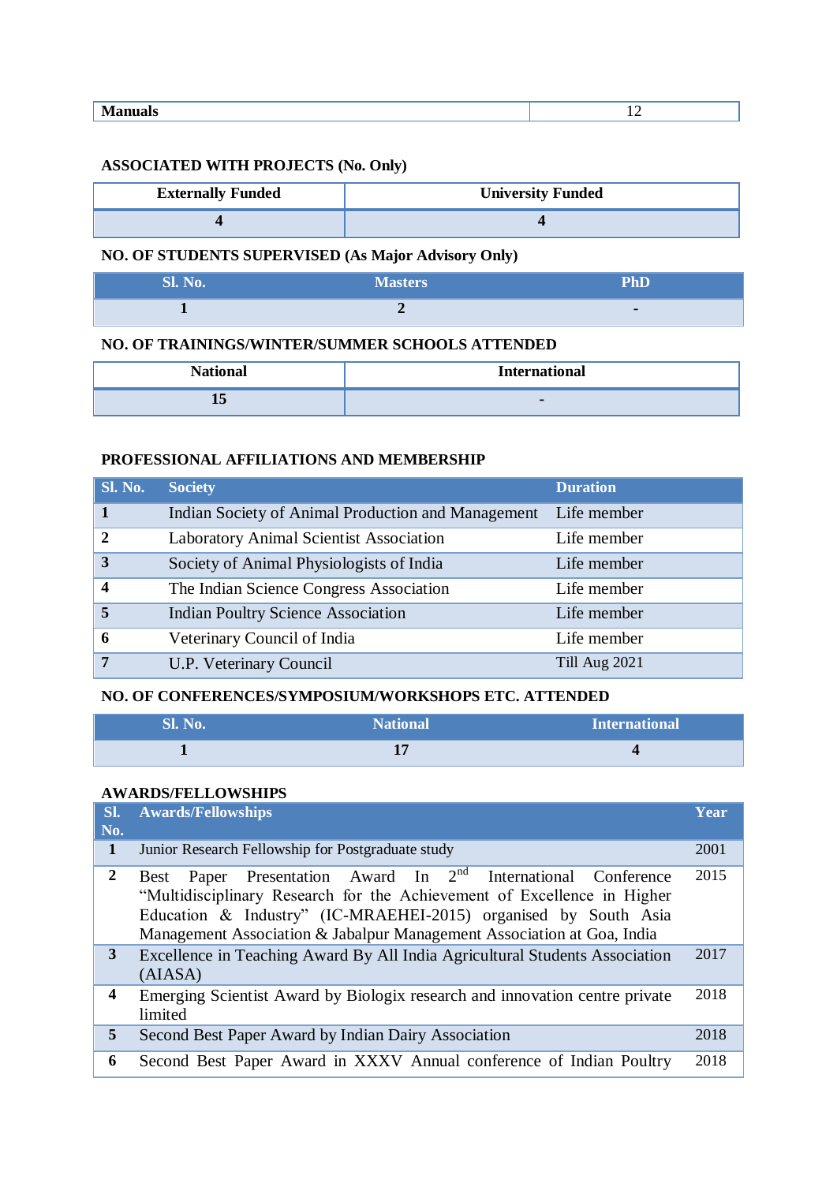| Manuals | 12 |
|---|---|

**ASSOCIATED WITH PROJECTS (No. Only)**

| Externally Funded | University Funded |
|---|---|
| 4 | 4 |

**NO. OF STUDENTS SUPERVISED (As Major Advisory Only)**

| Sl. No. | Masters | PhD |
|---|---|---|
| 1 | 2 | - |

**NO. OF TRAININGS/WINTER/SUMMER SCHOOLS ATTENDED**

| National | International |
|---|---|
| 15 | - |

**PROFESSIONAL AFFILIATIONS AND MEMBERSHIP**

| Sl. No. | Society | Duration |
|---|---|---|
| 1 | Indian Society of Animal Production and Management | Life member |
| 2 | Laboratory Animal Scientist Association | Life member |
| 3 | Society of Animal Physiologists of India | Life member |
| 4 | The Indian Science Congress Association | Life member |
| 5 | Indian Poultry Science Association | Life member |
| 6 | Veterinary Council of India | Life member |
| 7 | U.P. Veterinary Council | Till Aug 2021 |

**NO. OF CONFERENCES/SYMPOSIUM/WORKSHOPS ETC. ATTENDED**

| Sl. No. | National | International |
|---|---|---|
| 1 | 17 | 4 |

**AWARDS/FELLOWSHIPS**

| Sl. No. | Awards/Fellowships | Year |
|---|---|---|
| 1 | Junior Research Fellowship for Postgraduate study | 2001 |
| 2 | Best Paper Presentation Award In 2nd International Conference "Multidisciplinary Research for the Achievement of Excellence in Higher Education & Industry" (IC-MRAEHEI-2015) organised by South Asia Management Association & Jabalpur Management Association at Goa, India | 2015 |
| 3 | Excellence in Teaching Award By All India Agricultural Students Association (AIASA) | 2017 |
| 4 | Emerging Scientist Award by Biologix research and innovation centre private limited | 2018 |
| 5 | Second Best Paper Award by Indian Dairy Association | 2018 |
| 6 | Second Best Paper Award in XXXV Annual conference of Indian Poultry | 2018 |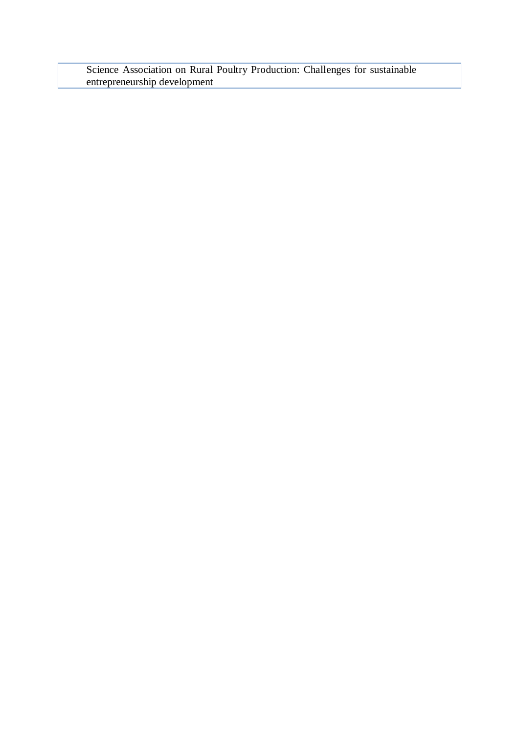Science Association on Rural Poultry Production: Challenges for sustainable entrepreneurship development